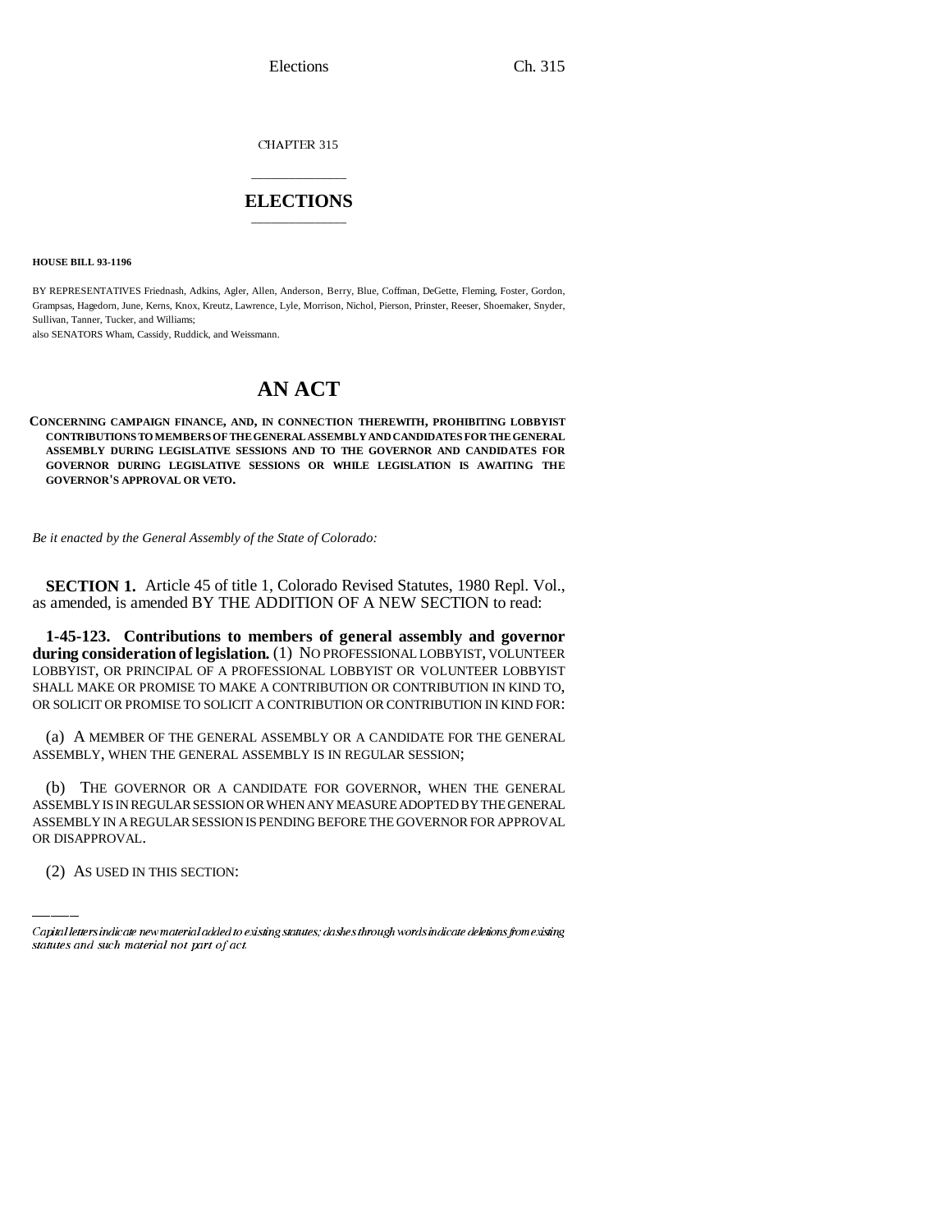CHAPTER 315

# ELECTIONS

**HOUSE BILL 93-1196**

BY REPRESENTATIVES Friednash, Adkins, Agler, Allen, Anderson, Berry, Blue, Coffman, DeGette, Fleming, Foster, Gordon, Grampsas, Hagedorn, June, Kerns, Knox, Kreutz, Lawrence, Lyle, Morrison, Nichol, Pierson, Prinster, Reeser, Shoemaker, Snyder, Sullivan, Tanner, Tucker, and Williams;
also SENATORS Wham, Cassidy, Ruddick, and Weissmann.

# AN ACT

**CONCERNING CAMPAIGN FINANCE, AND, IN CONNECTION THEREWITH, PROHIBITING LOBBYIST CONTRIBUTIONS TO MEMBERS OF THE GENERAL ASSEMBLY AND CANDIDATES FOR THE GENERAL ASSEMBLY DURING LEGISLATIVE SESSIONS AND TO THE GOVERNOR AND CANDIDATES FOR GOVERNOR DURING LEGISLATIVE SESSIONS OR WHILE LEGISLATION IS AWAITING THE GOVERNOR'S APPROVAL OR VETO.**

*Be it enacted by the General Assembly of the State of Colorado:*

**SECTION 1.** Article 45 of title 1, Colorado Revised Statutes, 1980 Repl. Vol., as amended, is amended BY THE ADDITION OF A NEW SECTION to read:

**1-45-123. Contributions to members of general assembly and governor during consideration of legislation.** (1) NO PROFESSIONAL LOBBYIST, VOLUNTEER LOBBYIST, OR PRINCIPAL OF A PROFESSIONAL LOBBYIST OR VOLUNTEER LOBBYIST SHALL MAKE OR PROMISE TO MAKE A CONTRIBUTION OR CONTRIBUTION IN KIND TO, OR SOLICIT OR PROMISE TO SOLICIT A CONTRIBUTION OR CONTRIBUTION IN KIND FOR:

(a) A MEMBER OF THE GENERAL ASSEMBLY OR A CANDIDATE FOR THE GENERAL ASSEMBLY, WHEN THE GENERAL ASSEMBLY IS IN REGULAR SESSION;

(b) THE GOVERNOR OR A CANDIDATE FOR GOVERNOR, WHEN THE GENERAL ASSEMBLY IS IN REGULAR SESSION OR WHEN ANY MEASURE ADOPTED BY THE GENERAL ASSEMBLY IN A REGULAR SESSION IS PENDING BEFORE THE GOVERNOR FOR APPROVAL OR DISAPPROVAL.

(2) AS USED IN THIS SECTION:

Capital letters indicate new material added to existing statutes; dashes through words indicate deletions from existing statutes and such material not part of act.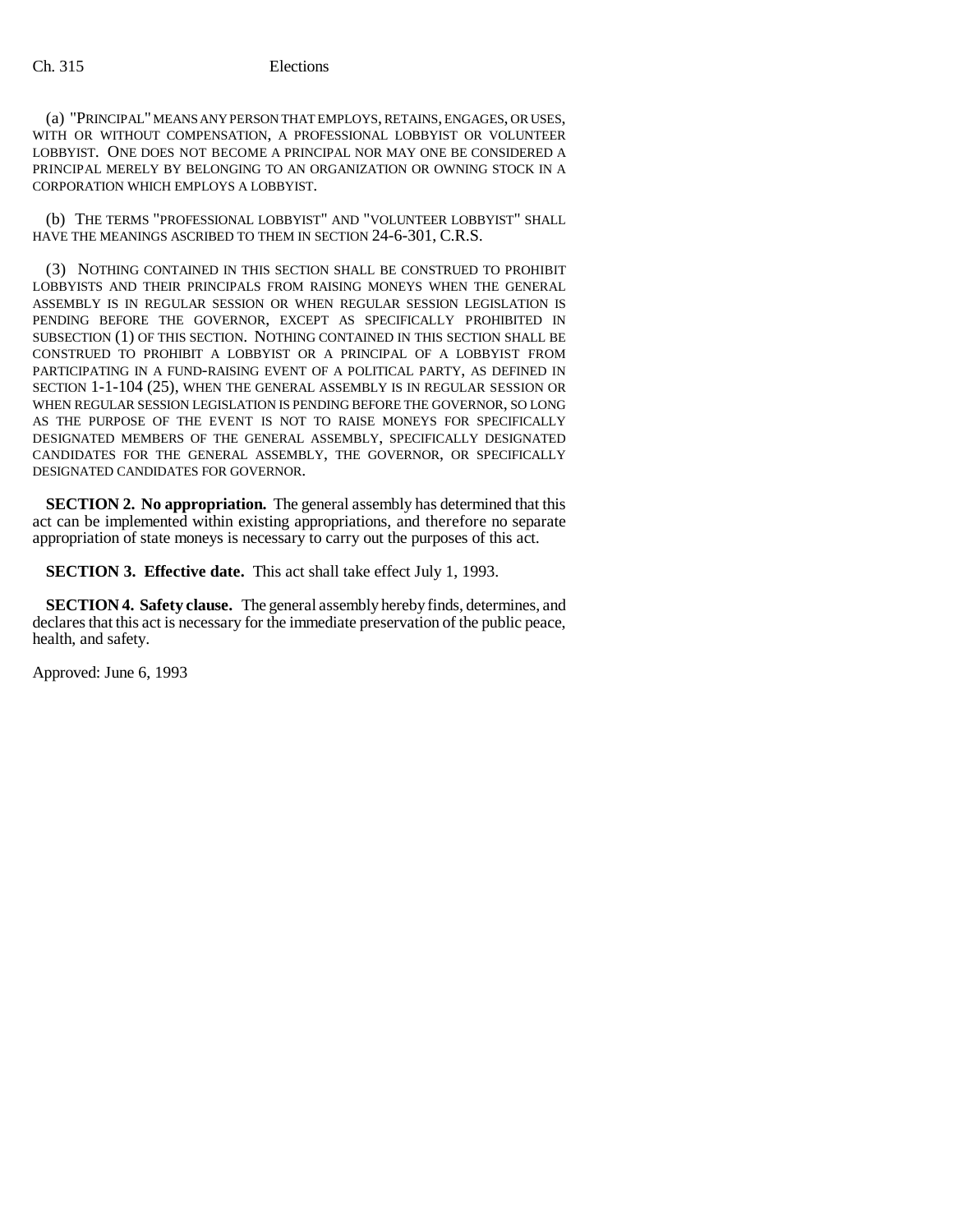(a) "PRINCIPAL" MEANS ANY PERSON THAT EMPLOYS, RETAINS, ENGAGES, OR USES, WITH OR WITHOUT COMPENSATION, A PROFESSIONAL LOBBYIST OR VOLUNTEER LOBBYIST. ONE DOES NOT BECOME A PRINCIPAL NOR MAY ONE BE CONSIDERED A PRINCIPAL MERELY BY BELONGING TO AN ORGANIZATION OR OWNING STOCK IN A CORPORATION WHICH EMPLOYS A LOBBYIST.

(b) THE TERMS "PROFESSIONAL LOBBYIST" AND "VOLUNTEER LOBBYIST" SHALL HAVE THE MEANINGS ASCRIBED TO THEM IN SECTION 24-6-301, C.R.S.

(3) NOTHING CONTAINED IN THIS SECTION SHALL BE CONSTRUED TO PROHIBIT LOBBYISTS AND THEIR PRINCIPALS FROM RAISING MONEYS WHEN THE GENERAL ASSEMBLY IS IN REGULAR SESSION OR WHEN REGULAR SESSION LEGISLATION IS PENDING BEFORE THE GOVERNOR, EXCEPT AS SPECIFICALLY PROHIBITED IN SUBSECTION (1) OF THIS SECTION. NOTHING CONTAINED IN THIS SECTION SHALL BE CONSTRUED TO PROHIBIT A LOBBYIST OR A PRINCIPAL OF A LOBBYIST FROM PARTICIPATING IN A FUND-RAISING EVENT OF A POLITICAL PARTY, AS DEFINED IN SECTION 1-1-104 (25), WHEN THE GENERAL ASSEMBLY IS IN REGULAR SESSION OR WHEN REGULAR SESSION LEGISLATION IS PENDING BEFORE THE GOVERNOR, SO LONG AS THE PURPOSE OF THE EVENT IS NOT TO RAISE MONEYS FOR SPECIFICALLY DESIGNATED MEMBERS OF THE GENERAL ASSEMBLY, SPECIFICALLY DESIGNATED CANDIDATES FOR THE GENERAL ASSEMBLY, THE GOVERNOR, OR SPECIFICALLY DESIGNATED CANDIDATES FOR GOVERNOR.

**SECTION 2. No appropriation.** The general assembly has determined that this act can be implemented within existing appropriations, and therefore no separate appropriation of state moneys is necessary to carry out the purposes of this act.

**SECTION 3. Effective date.** This act shall take effect July 1, 1993.

**SECTION 4. Safety clause.** The general assembly hereby finds, determines, and declares that this act is necessary for the immediate preservation of the public peace, health, and safety.

Approved: June 6, 1993